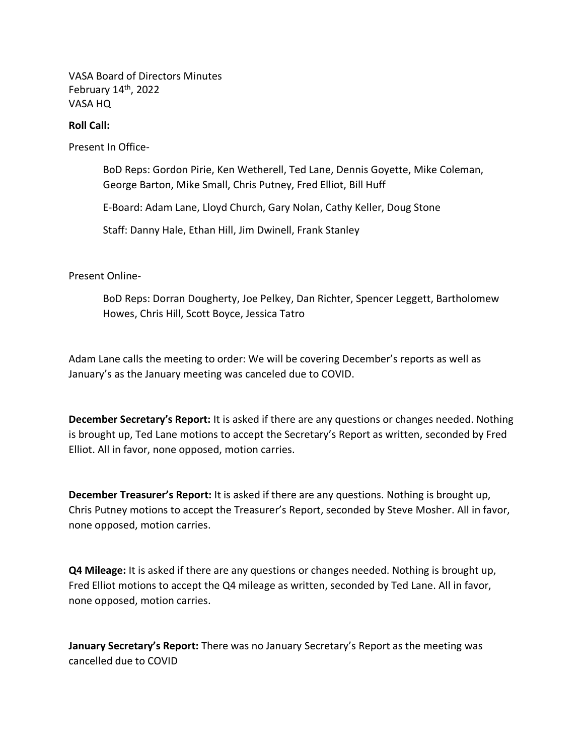VASA Board of Directors Minutes
February 14th, 2022
VASA HQ

**Roll Call:**

Present In Office-

BoD Reps: Gordon Pirie, Ken Wetherell, Ted Lane, Dennis Goyette, Mike Coleman, George Barton, Mike Small, Chris Putney, Fred Elliot, Bill Huff

E-Board: Adam Lane, Lloyd Church, Gary Nolan, Cathy Keller, Doug Stone

Staff: Danny Hale, Ethan Hill, Jim Dwinell, Frank Stanley

Present Online-

BoD Reps: Dorran Dougherty, Joe Pelkey, Dan Richter, Spencer Leggett, Bartholomew Howes, Chris Hill, Scott Boyce, Jessica Tatro

Adam Lane calls the meeting to order: We will be covering December's reports as well as January's as the January meeting was canceled due to COVID.

**December Secretary's Report:** It is asked if there are any questions or changes needed. Nothing is brought up, Ted Lane motions to accept the Secretary's Report as written, seconded by Fred Elliot. All in favor, none opposed, motion carries.

**December Treasurer's Report:** It is asked if there are any questions. Nothing is brought up, Chris Putney motions to accept the Treasurer's Report, seconded by Steve Mosher. All in favor, none opposed, motion carries.

**Q4 Mileage:** It is asked if there are any questions or changes needed. Nothing is brought up, Fred Elliot motions to accept the Q4 mileage as written, seconded by Ted Lane. All in favor, none opposed, motion carries.

**January Secretary's Report:** There was no January Secretary's Report as the meeting was cancelled due to COVID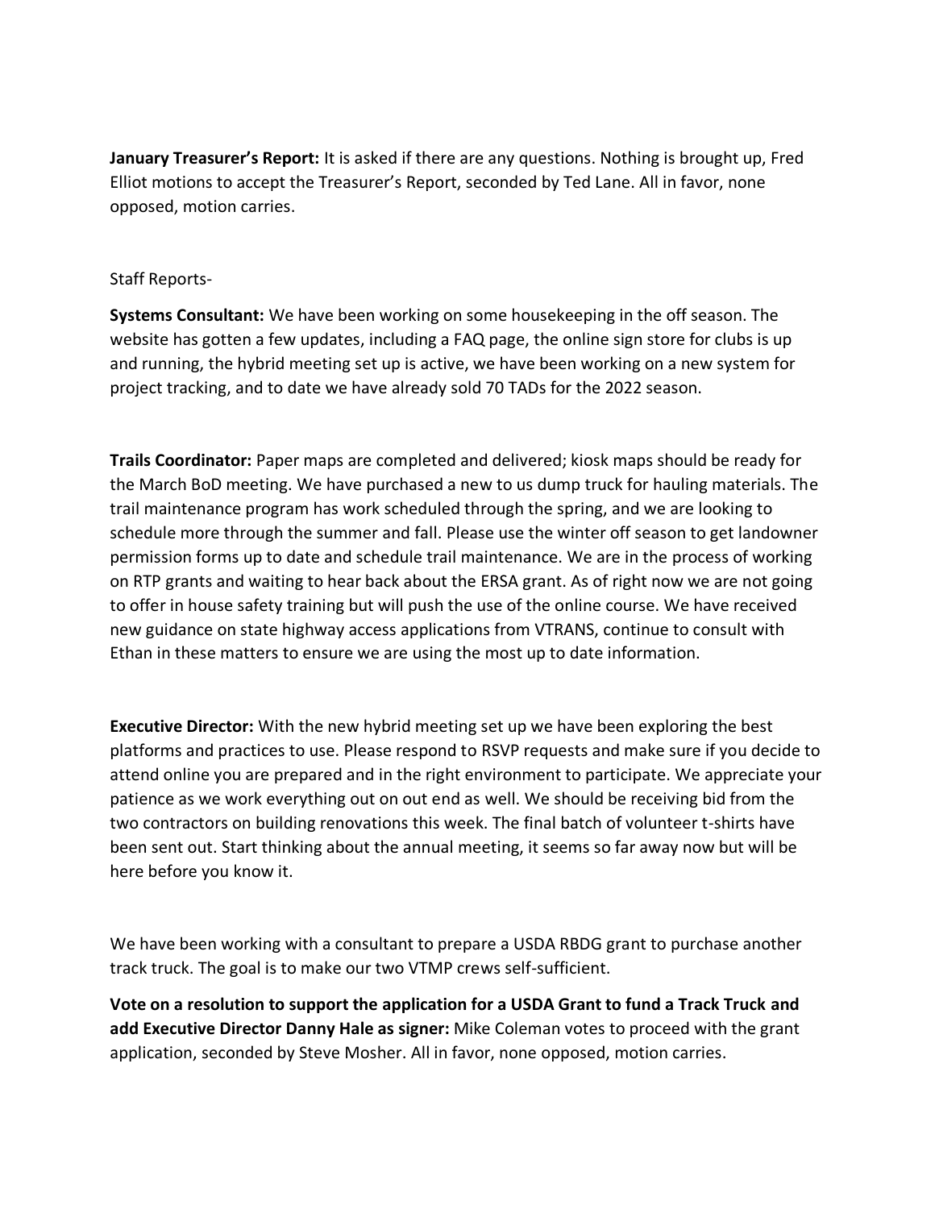**January Treasurer's Report:** It is asked if there are any questions. Nothing is brought up, Fred Elliot motions to accept the Treasurer's Report, seconded by Ted Lane. All in favor, none opposed, motion carries.

Staff Reports-

**Systems Consultant:** We have been working on some housekeeping in the off season. The website has gotten a few updates, including a FAQ page, the online sign store for clubs is up and running, the hybrid meeting set up is active, we have been working on a new system for project tracking, and to date we have already sold 70 TADs for the 2022 season.

**Trails Coordinator:** Paper maps are completed and delivered; kiosk maps should be ready for the March BoD meeting. We have purchased a new to us dump truck for hauling materials. The trail maintenance program has work scheduled through the spring, and we are looking to schedule more through the summer and fall. Please use the winter off season to get landowner permission forms up to date and schedule trail maintenance. We are in the process of working on RTP grants and waiting to hear back about the ERSA grant. As of right now we are not going to offer in house safety training but will push the use of the online course. We have received new guidance on state highway access applications from VTRANS, continue to consult with Ethan in these matters to ensure we are using the most up to date information.

**Executive Director:** With the new hybrid meeting set up we have been exploring the best platforms and practices to use. Please respond to RSVP requests and make sure if you decide to attend online you are prepared and in the right environment to participate. We appreciate your patience as we work everything out on out end as well. We should be receiving bid from the two contractors on building renovations this week. The final batch of volunteer t-shirts have been sent out. Start thinking about the annual meeting, it seems so far away now but will be here before you know it.

We have been working with a consultant to prepare a USDA RBDG grant to purchase another track truck. The goal is to make our two VTMP crews self-sufficient.

**Vote on a resolution to support the application for a USDA Grant to fund a Track Truck and add Executive Director Danny Hale as signer:** Mike Coleman votes to proceed with the grant application, seconded by Steve Mosher. All in favor, none opposed, motion carries.